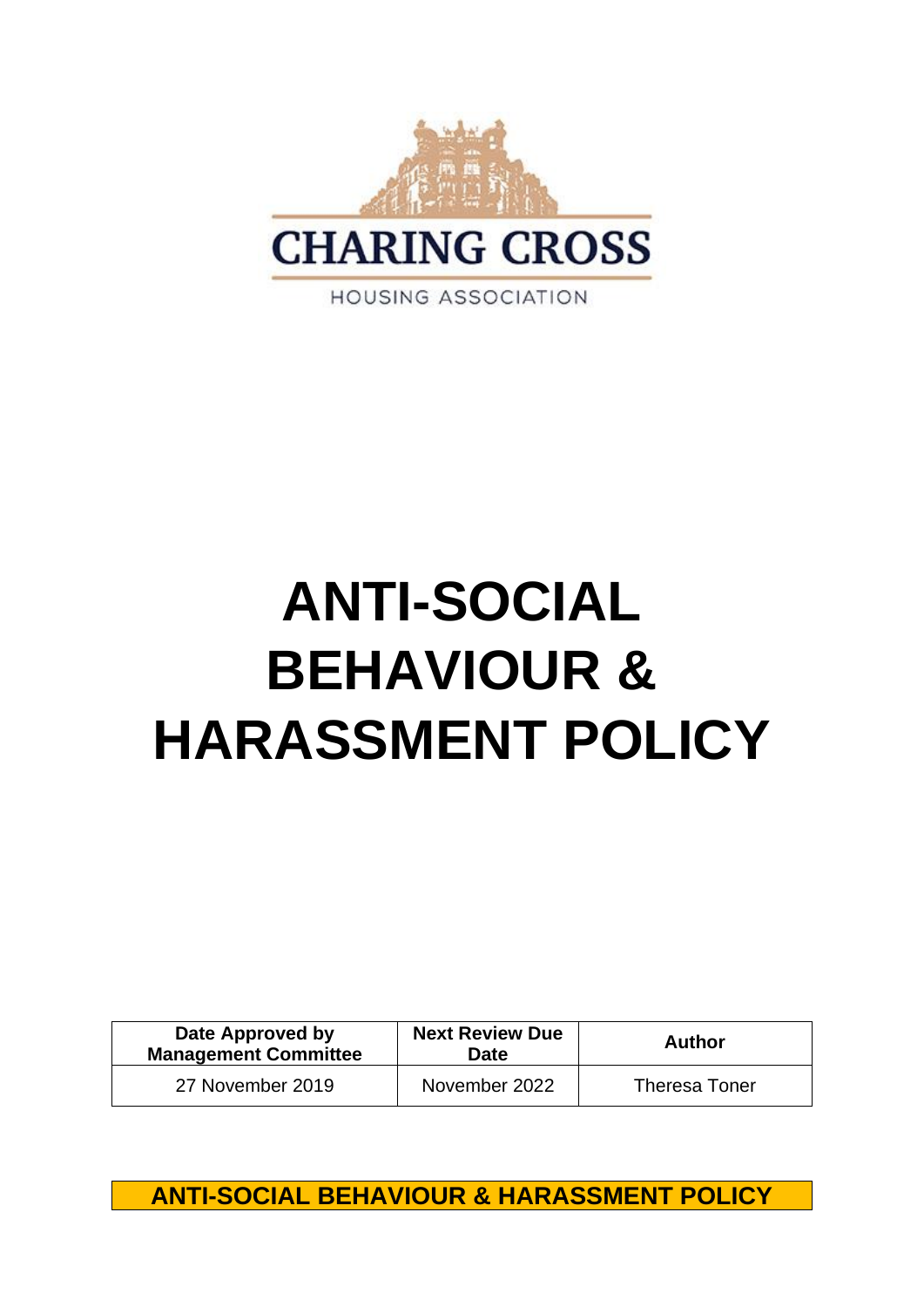CHARING CROSS

HOUSING ASSOCIATION

# ANTI-SOCIAL BEHAVIOUR & HARASSMENT POLICY

| Date Approved by Management Committee | Next Review Due Date | Author |
|---|---|---|
| 27 November 2019 | November 2022 | Theresa Toner |

## ANTI-SOCIAL BEHAVIOUR & HARASSMENT POLICY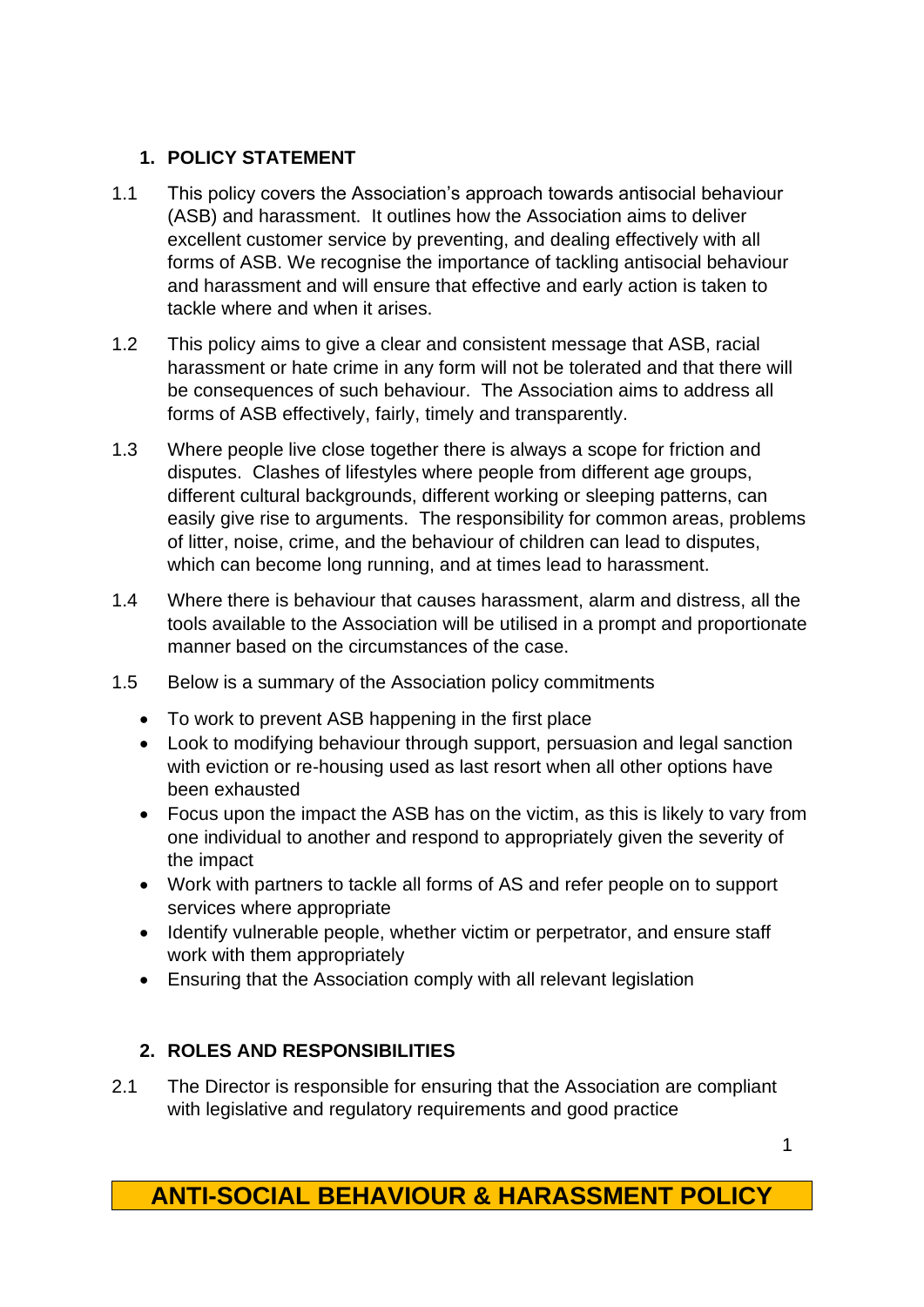## 1. POLICY STATEMENT

1.1 This policy covers the Association's approach towards antisocial behaviour (ASB) and harassment. It outlines how the Association aims to deliver excellent customer service by preventing, and dealing effectively with all forms of ASB. We recognise the importance of tackling antisocial behaviour and harassment and will ensure that effective and early action is taken to tackle where and when it arises.

1.2 This policy aims to give a clear and consistent message that ASB, racial harassment or hate crime in any form will not be tolerated and that there will be consequences of such behaviour. The Association aims to address all forms of ASB effectively, fairly, timely and transparently.

1.3 Where people live close together there is always a scope for friction and disputes. Clashes of lifestyles where people from different age groups, different cultural backgrounds, different working or sleeping patterns, can easily give rise to arguments. The responsibility for common areas, problems of litter, noise, crime, and the behaviour of children can lead to disputes, which can become long running, and at times lead to harassment.

1.4 Where there is behaviour that causes harassment, alarm and distress, all the tools available to the Association will be utilised in a prompt and proportionate manner based on the circumstances of the case.

1.5 Below is a summary of the Association policy commitments

- To work to prevent ASB happening in the first place
- Look to modifying behaviour through support, persuasion and legal sanction with eviction or re-housing used as last resort when all other options have been exhausted
- Focus upon the impact the ASB has on the victim, as this is likely to vary from one individual to another and respond to appropriately given the severity of the impact
- Work with partners to tackle all forms of AS and refer people on to support services where appropriate
- Identify vulnerable people, whether victim or perpetrator, and ensure staff work with them appropriately
- Ensuring that the Association comply with all relevant legislation

## 2. ROLES AND RESPONSIBILITIES

2.1 The Director is responsible for ensuring that the Association are compliant with legislative and regulatory requirements and good practice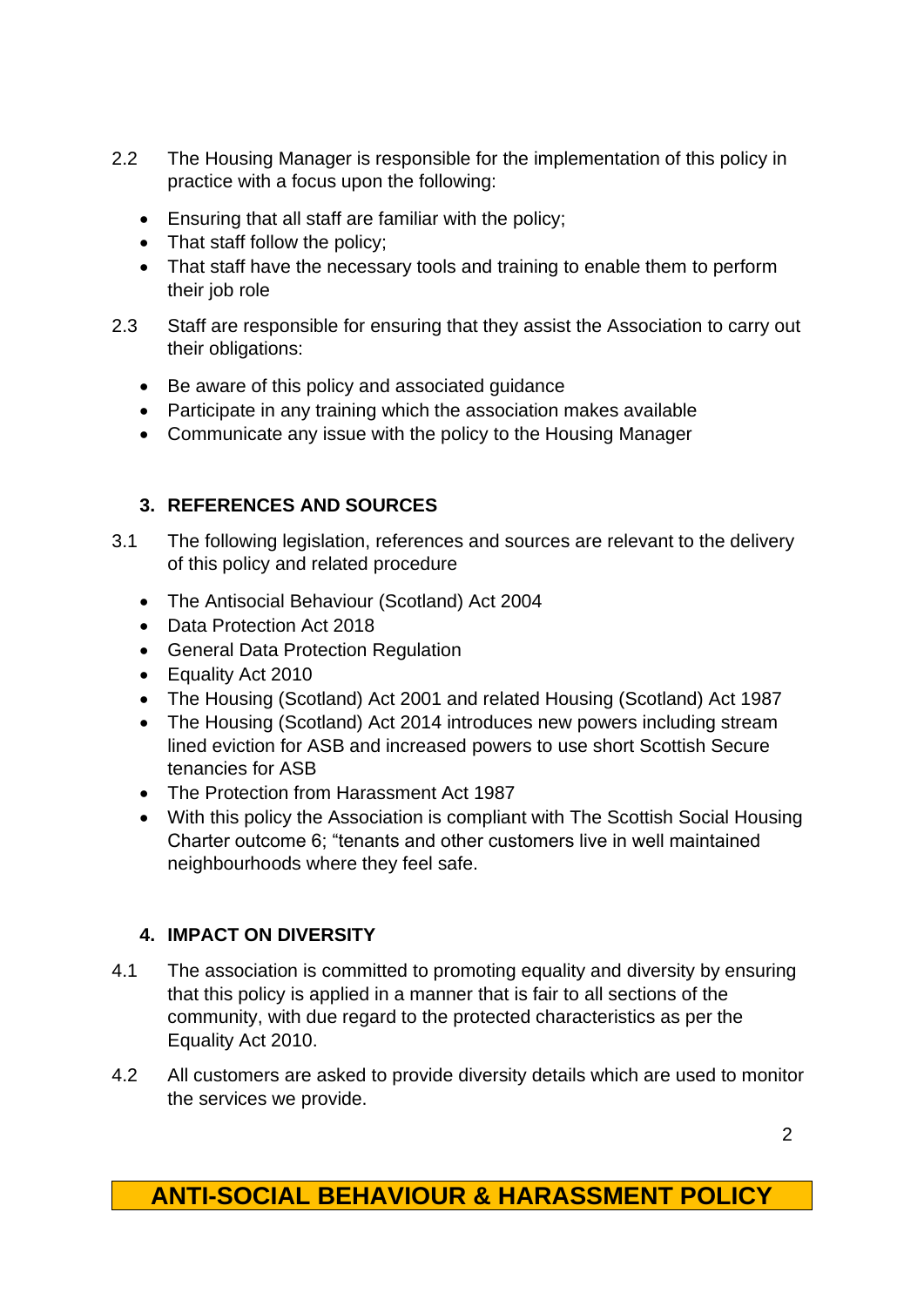2.2 The Housing Manager is responsible for the implementation of this policy in practice with a focus upon the following:

- Ensuring that all staff are familiar with the policy;
- That staff follow the policy;
- That staff have the necessary tools and training to enable them to perform their job role

2.3 Staff are responsible for ensuring that they assist the Association to carry out their obligations:

- Be aware of this policy and associated guidance
- Participate in any training which the association makes available
- Communicate any issue with the policy to the Housing Manager

## 3. REFERENCES AND SOURCES

3.1 The following legislation, references and sources are relevant to the delivery of this policy and related procedure

- The Antisocial Behaviour (Scotland) Act 2004
- Data Protection Act 2018
- General Data Protection Regulation
- Equality Act 2010
- The Housing (Scotland) Act 2001 and related Housing (Scotland) Act 1987
- The Housing (Scotland) Act 2014 introduces new powers including stream lined eviction for ASB and increased powers to use short Scottish Secure tenancies for ASB
- The Protection from Harassment Act 1987
- With this policy the Association is compliant with The Scottish Social Housing Charter outcome 6; "tenants and other customers live in well maintained neighbourhoods where they feel safe.

## 4. IMPACT ON DIVERSITY

4.1 The association is committed to promoting equality and diversity by ensuring that this policy is applied in a manner that is fair to all sections of the community, with due regard to the protected characteristics as per the Equality Act 2010.

4.2 All customers are asked to provide diversity details which are used to monitor the services we provide.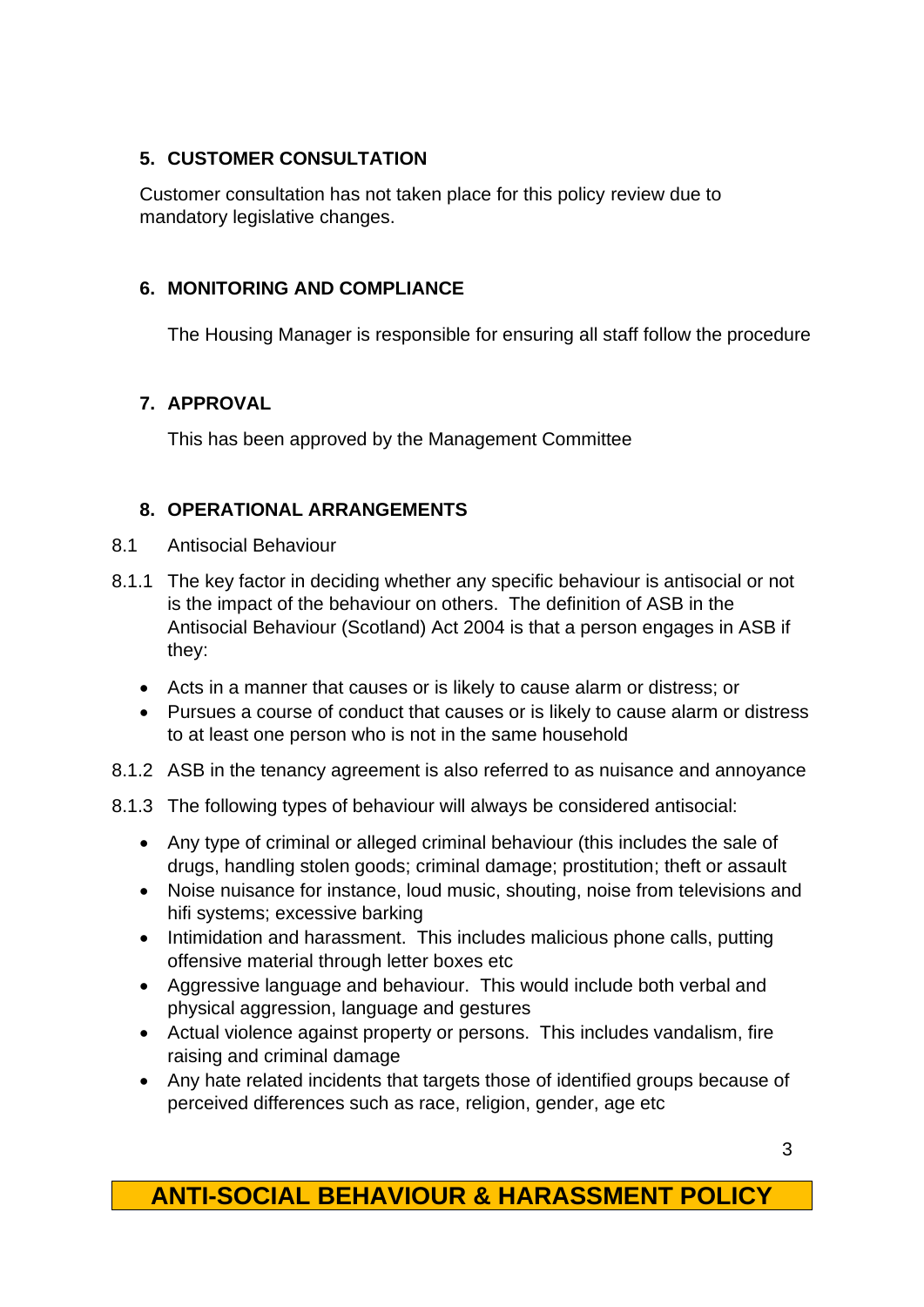## 5. CUSTOMER CONSULTATION

Customer consultation has not taken place for this policy review due to mandatory legislative changes.

## 6. MONITORING AND COMPLIANCE

The Housing Manager is responsible for ensuring all staff follow the procedure

## 7. APPROVAL

This has been approved by the Management Committee

## 8. OPERATIONAL ARRANGEMENTS

8.1 Antisocial Behaviour

8.1.1 The key factor in deciding whether any specific behaviour is antisocial or not is the impact of the behaviour on others. The definition of ASB in the Antisocial Behaviour (Scotland) Act 2004 is that a person engages in ASB if they:

- Acts in a manner that causes or is likely to cause alarm or distress; or
- Pursues a course of conduct that causes or is likely to cause alarm or distress to at least one person who is not in the same household

8.1.2 ASB in the tenancy agreement is also referred to as nuisance and annoyance

8.1.3 The following types of behaviour will always be considered antisocial:

- Any type of criminal or alleged criminal behaviour (this includes the sale of drugs, handling stolen goods; criminal damage; prostitution; theft or assault
- Noise nuisance for instance, loud music, shouting, noise from televisions and hifi systems; excessive barking
- Intimidation and harassment. This includes malicious phone calls, putting offensive material through letter boxes etc
- Aggressive language and behaviour. This would include both verbal and physical aggression, language and gestures
- Actual violence against property or persons. This includes vandalism, fire raising and criminal damage
- Any hate related incidents that targets those of identified groups because of perceived differences such as race, religion, gender, age etc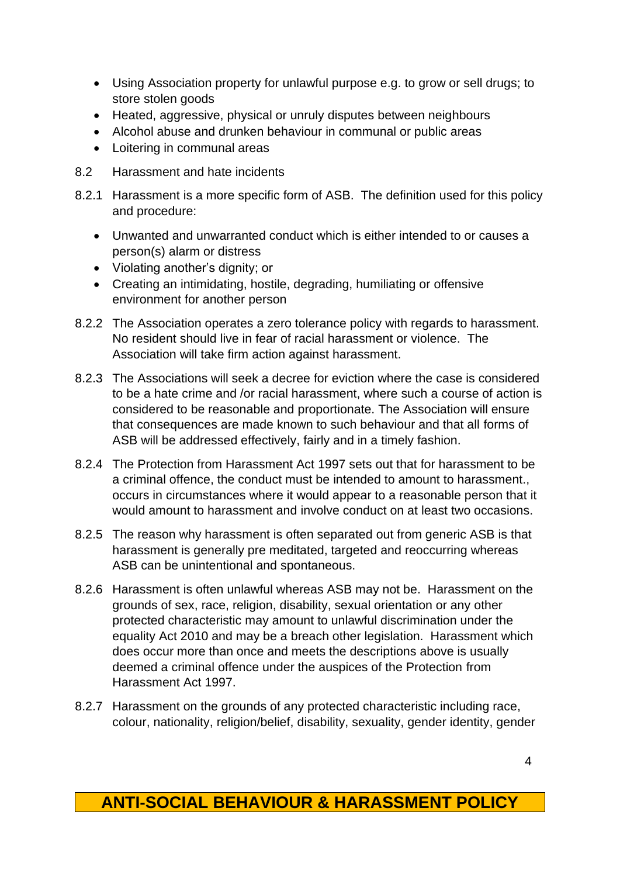- Using Association property for unlawful purpose e.g. to grow or sell drugs; to store stolen goods
- Heated, aggressive, physical or unruly disputes between neighbours
- Alcohol abuse and drunken behaviour in communal or public areas
- Loitering in communal areas

8.2 Harassment and hate incidents

8.2.1 Harassment is a more specific form of ASB. The definition used for this policy and procedure:

- Unwanted and unwarranted conduct which is either intended to or causes a person(s) alarm or distress
- Violating another's dignity; or
- Creating an intimidating, hostile, degrading, humiliating or offensive environment for another person

8.2.2 The Association operates a zero tolerance policy with regards to harassment. No resident should live in fear of racial harassment or violence. The Association will take firm action against harassment.

8.2.3 The Associations will seek a decree for eviction where the case is considered to be a hate crime and /or racial harassment, where such a course of action is considered to be reasonable and proportionate. The Association will ensure that consequences are made known to such behaviour and that all forms of ASB will be addressed effectively, fairly and in a timely fashion.

8.2.4 The Protection from Harassment Act 1997 sets out that for harassment to be a criminal offence, the conduct must be intended to amount to harassment., occurs in circumstances where it would appear to a reasonable person that it would amount to harassment and involve conduct on at least two occasions.

8.2.5 The reason why harassment is often separated out from generic ASB is that harassment is generally pre meditated, targeted and reoccurring whereas ASB can be unintentional and spontaneous.

8.2.6 Harassment is often unlawful whereas ASB may not be. Harassment on the grounds of sex, race, religion, disability, sexual orientation or any other protected characteristic may amount to unlawful discrimination under the equality Act 2010 and may be a breach other legislation. Harassment which does occur more than once and meets the descriptions above is usually deemed a criminal offence under the auspices of the Protection from Harassment Act 1997.

8.2.7 Harassment on the grounds of any protected characteristic including race, colour, nationality, religion/belief, disability, sexuality, gender identity, gender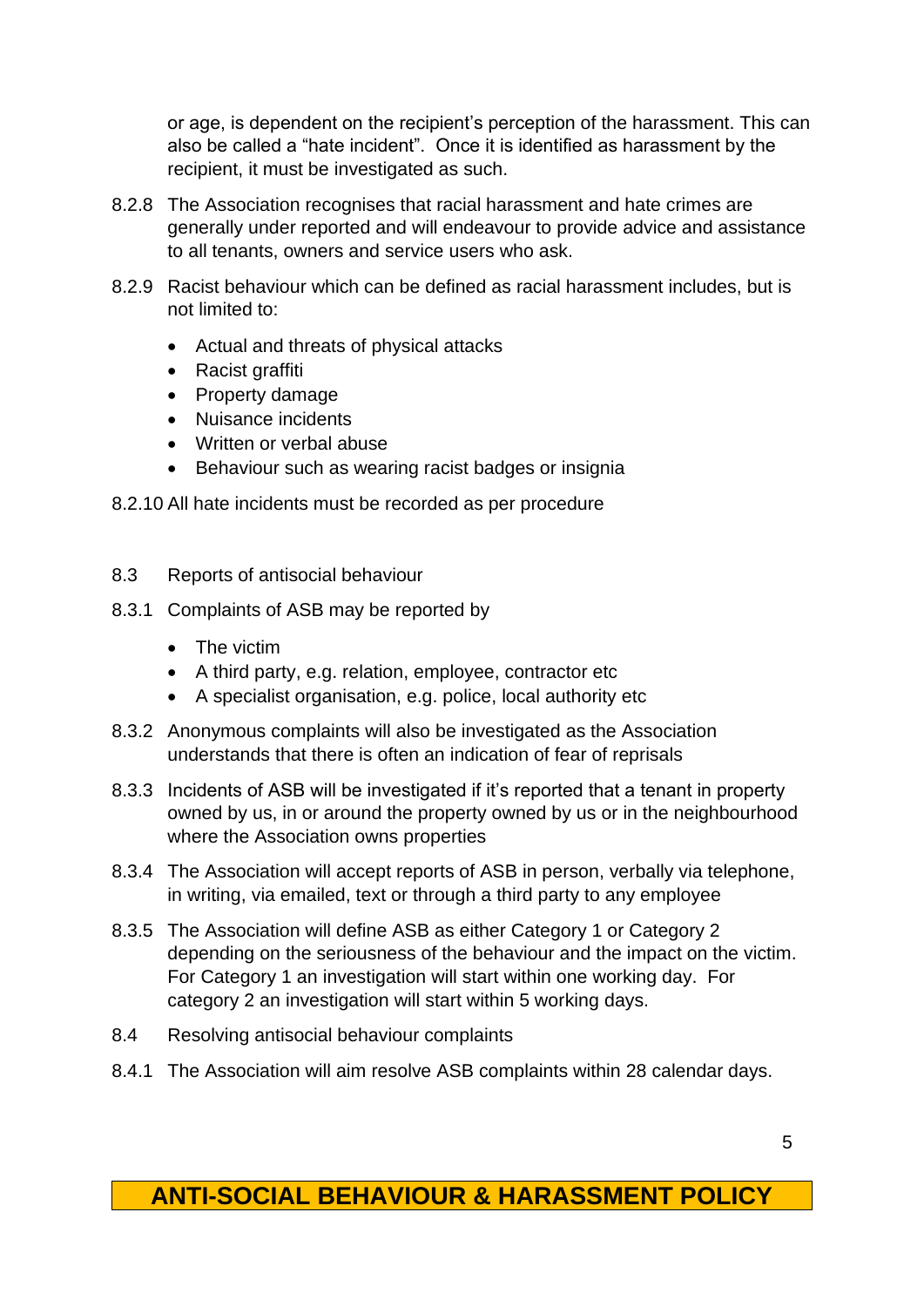or age, is dependent on the recipient's perception of the harassment. This can also be called a "hate incident". Once it is identified as harassment by the recipient, it must be investigated as such.

8.2.8 The Association recognises that racial harassment and hate crimes are generally under reported and will endeavour to provide advice and assistance to all tenants, owners and service users who ask.

8.2.9 Racist behaviour which can be defined as racial harassment includes, but is not limited to:

- Actual and threats of physical attacks
- Racist graffiti
- Property damage
- Nuisance incidents
- Written or verbal abuse
- Behaviour such as wearing racist badges or insignia

8.2.10 All hate incidents must be recorded as per procedure

8.3 Reports of antisocial behaviour

8.3.1 Complaints of ASB may be reported by

- The victim
- A third party, e.g. relation, employee, contractor etc
- A specialist organisation, e.g. police, local authority etc

8.3.2 Anonymous complaints will also be investigated as the Association understands that there is often an indication of fear of reprisals

8.3.3 Incidents of ASB will be investigated if it's reported that a tenant in property owned by us, in or around the property owned by us or in the neighbourhood where the Association owns properties

8.3.4 The Association will accept reports of ASB in person, verbally via telephone, in writing, via emailed, text or through a third party to any employee

8.3.5 The Association will define ASB as either Category 1 or Category 2 depending on the seriousness of the behaviour and the impact on the victim. For Category 1 an investigation will start within one working day. For category 2 an investigation will start within 5 working days.

8.4 Resolving antisocial behaviour complaints

8.4.1 The Association will aim resolve ASB complaints within 28 calendar days.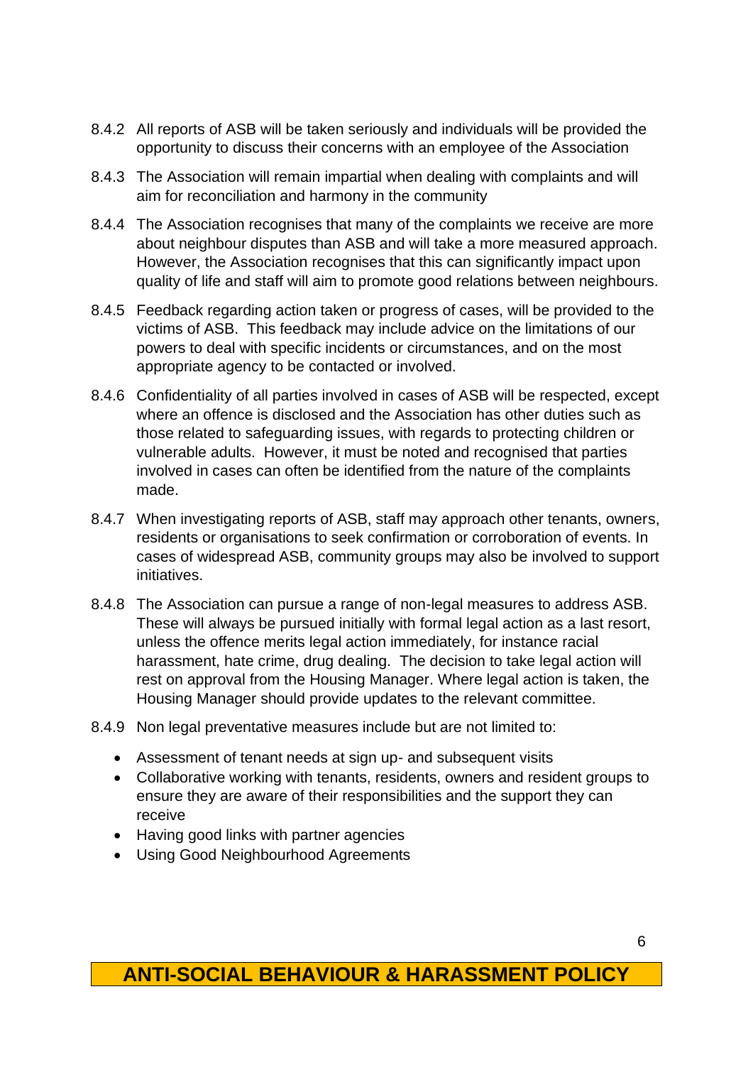8.4.2 All reports of ASB will be taken seriously and individuals will be provided the opportunity to discuss their concerns with an employee of the Association

8.4.3 The Association will remain impartial when dealing with complaints and will aim for reconciliation and harmony in the community

8.4.4 The Association recognises that many of the complaints we receive are more about neighbour disputes than ASB and will take a more measured approach. However, the Association recognises that this can significantly impact upon quality of life and staff will aim to promote good relations between neighbours.

8.4.5 Feedback regarding action taken or progress of cases, will be provided to the victims of ASB. This feedback may include advice on the limitations of our powers to deal with specific incidents or circumstances, and on the most appropriate agency to be contacted or involved.

8.4.6 Confidentiality of all parties involved in cases of ASB will be respected, except where an offence is disclosed and the Association has other duties such as those related to safeguarding issues, with regards to protecting children or vulnerable adults. However, it must be noted and recognised that parties involved in cases can often be identified from the nature of the complaints made.

8.4.7 When investigating reports of ASB, staff may approach other tenants, owners, residents or organisations to seek confirmation or corroboration of events. In cases of widespread ASB, community groups may also be involved to support initiatives.

8.4.8 The Association can pursue a range of non-legal measures to address ASB. These will always be pursued initially with formal legal action as a last resort, unless the offence merits legal action immediately, for instance racial harassment, hate crime, drug dealing. The decision to take legal action will rest on approval from the Housing Manager. Where legal action is taken, the Housing Manager should provide updates to the relevant committee.

8.4.9 Non legal preventative measures include but are not limited to:

- Assessment of tenant needs at sign up- and subsequent visits
- Collaborative working with tenants, residents, owners and resident groups to ensure they are aware of their responsibilities and the support they can receive
- Having good links with partner agencies
- Using Good Neighbourhood Agreements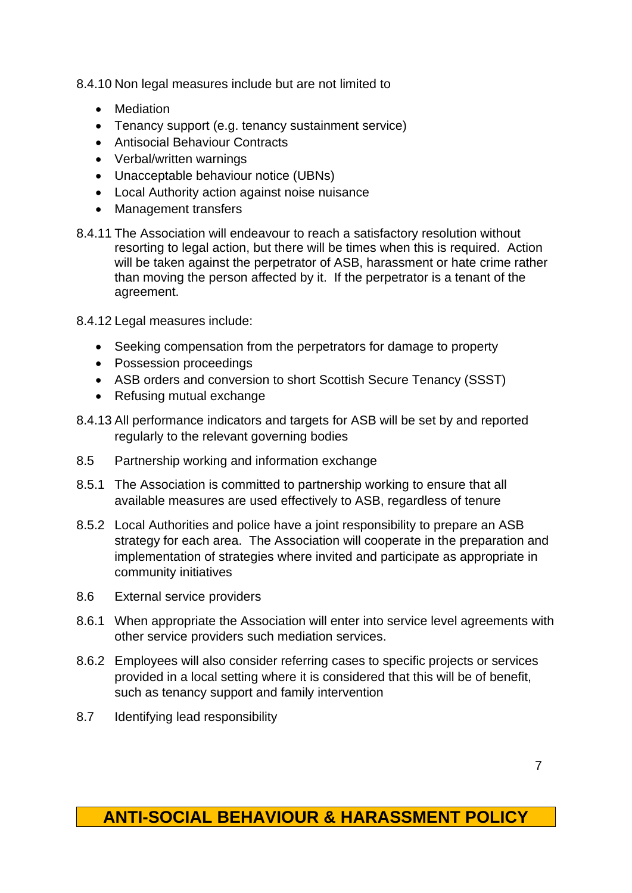8.4.10 Non legal measures include but are not limited to

- Mediation
- Tenancy support (e.g. tenancy sustainment service)
- Antisocial Behaviour Contracts
- Verbal/written warnings
- Unacceptable behaviour notice (UBNs)
- Local Authority action against noise nuisance
- Management transfers

8.4.11 The Association will endeavour to reach a satisfactory resolution without resorting to legal action, but there will be times when this is required. Action will be taken against the perpetrator of ASB, harassment or hate crime rather than moving the person affected by it. If the perpetrator is a tenant of the agreement.

8.4.12 Legal measures include:

- Seeking compensation from the perpetrators for damage to property
- Possession proceedings
- ASB orders and conversion to short Scottish Secure Tenancy (SSST)
- Refusing mutual exchange

8.4.13 All performance indicators and targets for ASB will be set by and reported regularly to the relevant governing bodies

8.5 Partnership working and information exchange

8.5.1 The Association is committed to partnership working to ensure that all available measures are used effectively to ASB, regardless of tenure

8.5.2 Local Authorities and police have a joint responsibility to prepare an ASB strategy for each area. The Association will cooperate in the preparation and implementation of strategies where invited and participate as appropriate in community initiatives

8.6 External service providers

8.6.1 When appropriate the Association will enter into service level agreements with other service providers such mediation services.

8.6.2 Employees will also consider referring cases to specific projects or services provided in a local setting where it is considered that this will be of benefit, such as tenancy support and family intervention

8.7 Identifying lead responsibility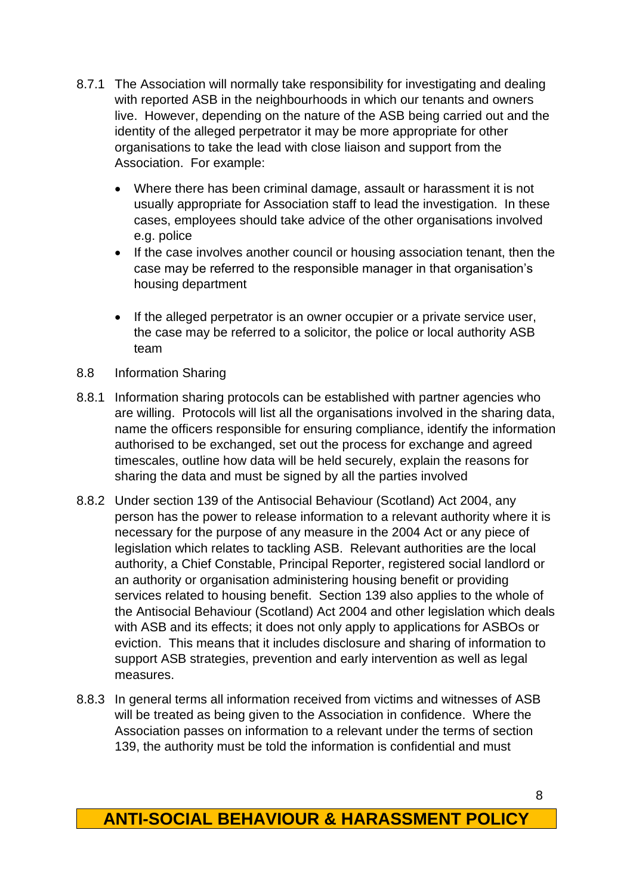8.7.1 The Association will normally take responsibility for investigating and dealing with reported ASB in the neighbourhoods in which our tenants and owners live. However, depending on the nature of the ASB being carried out and the identity of the alleged perpetrator it may be more appropriate for other organisations to take the lead with close liaison and support from the Association. For example:

- Where there has been criminal damage, assault or harassment it is not usually appropriate for Association staff to lead the investigation. In these cases, employees should take advice of the other organisations involved e.g. police
- If the case involves another council or housing association tenant, then the case may be referred to the responsible manager in that organisation's housing department
- If the alleged perpetrator is an owner occupier or a private service user, the case may be referred to a solicitor, the police or local authority ASB team

8.8 Information Sharing

8.8.1 Information sharing protocols can be established with partner agencies who are willing. Protocols will list all the organisations involved in the sharing data, name the officers responsible for ensuring compliance, identify the information authorised to be exchanged, set out the process for exchange and agreed timescales, outline how data will be held securely, explain the reasons for sharing the data and must be signed by all the parties involved

8.8.2 Under section 139 of the Antisocial Behaviour (Scotland) Act 2004, any person has the power to release information to a relevant authority where it is necessary for the purpose of any measure in the 2004 Act or any piece of legislation which relates to tackling ASB. Relevant authorities are the local authority, a Chief Constable, Principal Reporter, registered social landlord or an authority or organisation administering housing benefit or providing services related to housing benefit. Section 139 also applies to the whole of the Antisocial Behaviour (Scotland) Act 2004 and other legislation which deals with ASB and its effects; it does not only apply to applications for ASBOs or eviction. This means that it includes disclosure and sharing of information to support ASB strategies, prevention and early intervention as well as legal measures.

8.8.3 In general terms all information received from victims and witnesses of ASB will be treated as being given to the Association in confidence. Where the Association passes on information to a relevant under the terms of section 139, the authority must be told the information is confidential and must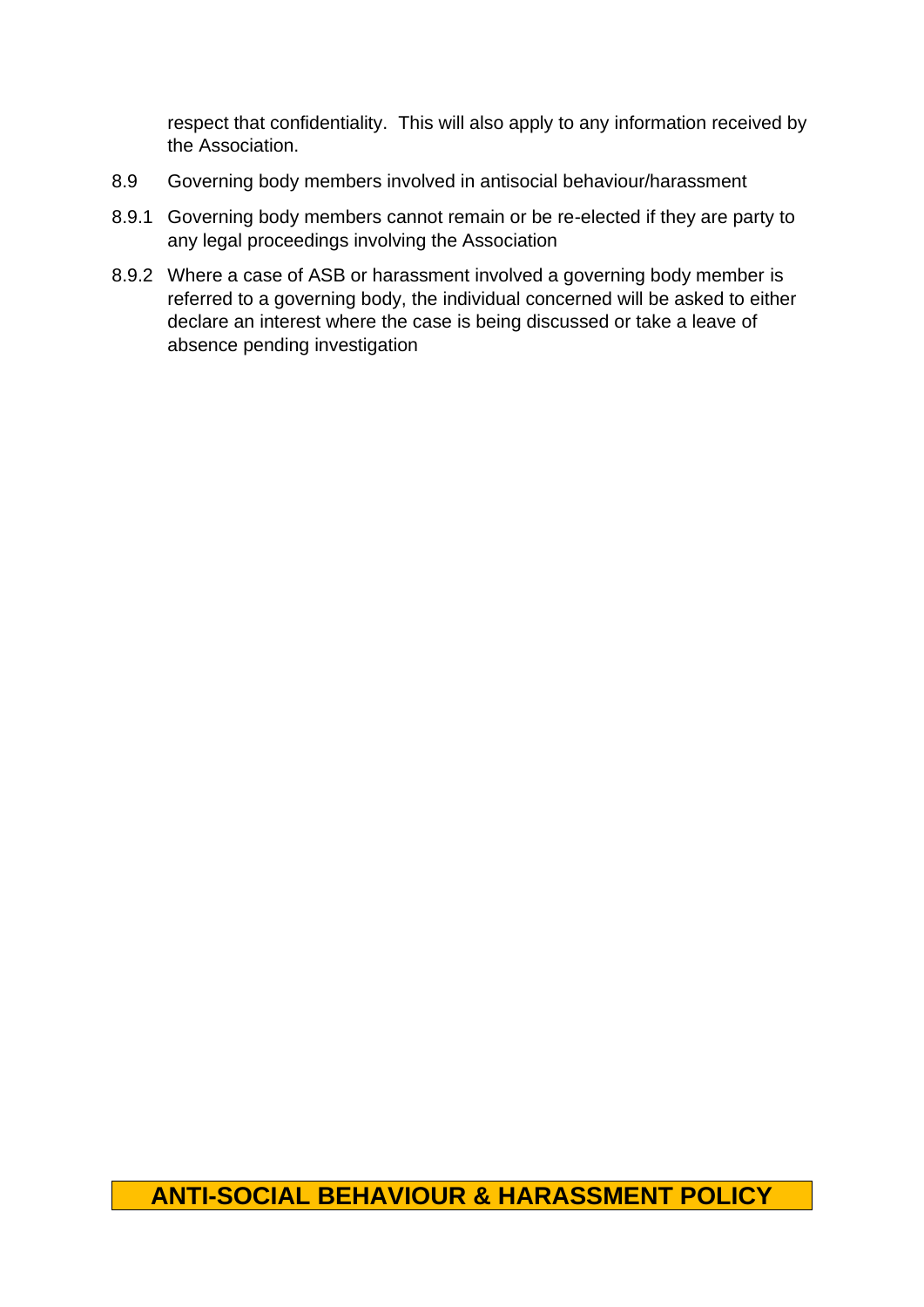respect that confidentiality. This will also apply to any information received by the Association.

8.9 Governing body members involved in antisocial behaviour/harassment

8.9.1 Governing body members cannot remain or be re-elected if they are party to any legal proceedings involving the Association

8.9.2 Where a case of ASB or harassment involved a governing body member is referred to a governing body, the individual concerned will be asked to either declare an interest where the case is being discussed or take a leave of absence pending investigation